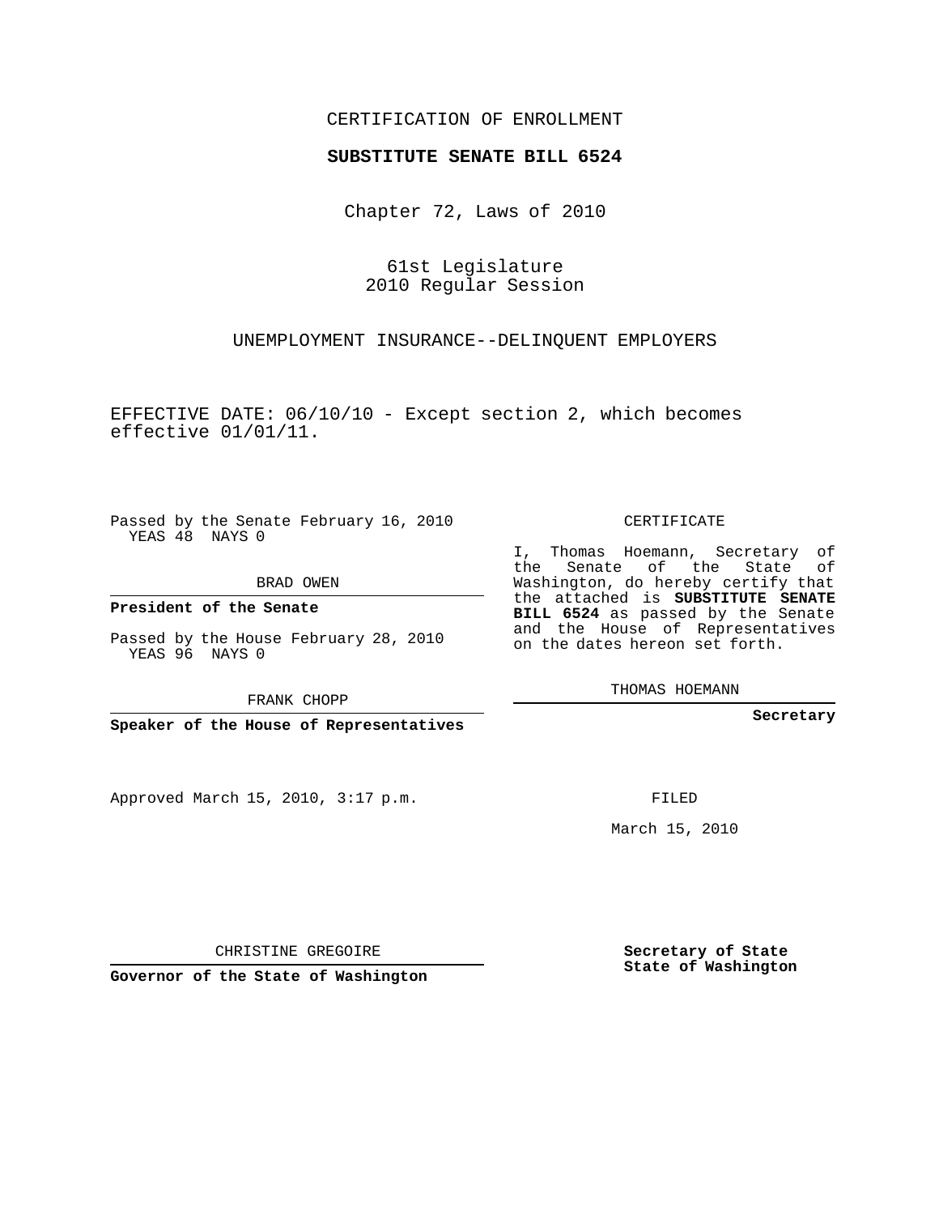CERTIFICATION OF ENROLLMENT

**SUBSTITUTE SENATE BILL 6524**

Chapter 72, Laws of 2010

61st Legislature
2010 Regular Session

UNEMPLOYMENT INSURANCE--DELINQUENT EMPLOYERS

EFFECTIVE DATE: 06/10/10 - Except section 2, which becomes effective 01/01/11.

Passed by the Senate February 16, 2010
YEAS 48 NAYS 0

BRAD OWEN

**President of the Senate**

Passed by the House February 28, 2010
YEAS 96 NAYS 0

FRANK CHOPP

**Speaker of the House of Representatives**

Approved March 15, 2010, 3:17 p.m.

CHRISTINE GREGOIRE

**Governor of the State of Washington**

CERTIFICATE

I, Thomas Hoemann, Secretary of the Senate of the State of Washington, do hereby certify that the attached is **SUBSTITUTE SENATE BILL 6524** as passed by the Senate and the House of Representatives on the dates hereon set forth.

THOMAS HOEMANN

**Secretary**

FILED

March 15, 2010

**Secretary of State**
**State of Washington**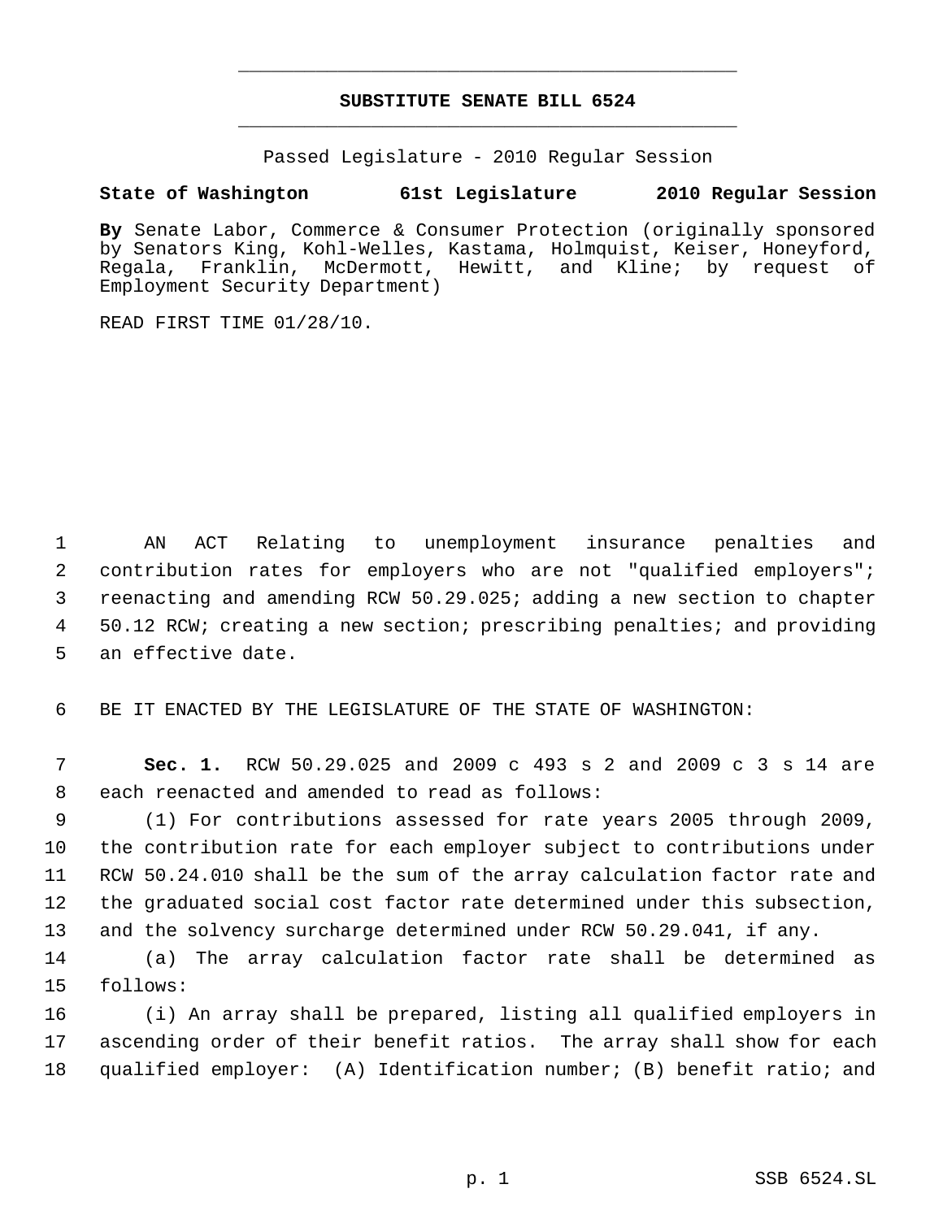# SUBSTITUTE SENATE BILL 6524

Passed Legislature - 2010 Regular Session

**State of Washington 61st Legislature 2010 Regular Session**

**By** Senate Labor, Commerce & Consumer Protection (originally sponsored by Senators King, Kohl-Welles, Kastama, Holmquist, Keiser, Honeyford, Regala, Franklin, McDermott, Hewitt, and Kline; by request of Employment Security Department)

READ FIRST TIME 01/28/10.

AN ACT Relating to unemployment insurance penalties and contribution rates for employers who are not "qualified employers"; reenacting and amending RCW 50.29.025; adding a new section to chapter 50.12 RCW; creating a new section; prescribing penalties; and providing an effective date.

BE IT ENACTED BY THE LEGISLATURE OF THE STATE OF WASHINGTON:

**Sec. 1.** RCW 50.29.025 and 2009 c 493 s 2 and 2009 c 3 s 14 are each reenacted and amended to read as follows:

(1) For contributions assessed for rate years 2005 through 2009, the contribution rate for each employer subject to contributions under RCW 50.24.010 shall be the sum of the array calculation factor rate and the graduated social cost factor rate determined under this subsection, and the solvency surcharge determined under RCW 50.29.041, if any.

(a) The array calculation factor rate shall be determined as follows:

(i) An array shall be prepared, listing all qualified employers in ascending order of their benefit ratios. The array shall show for each qualified employer: (A) Identification number; (B) benefit ratio; and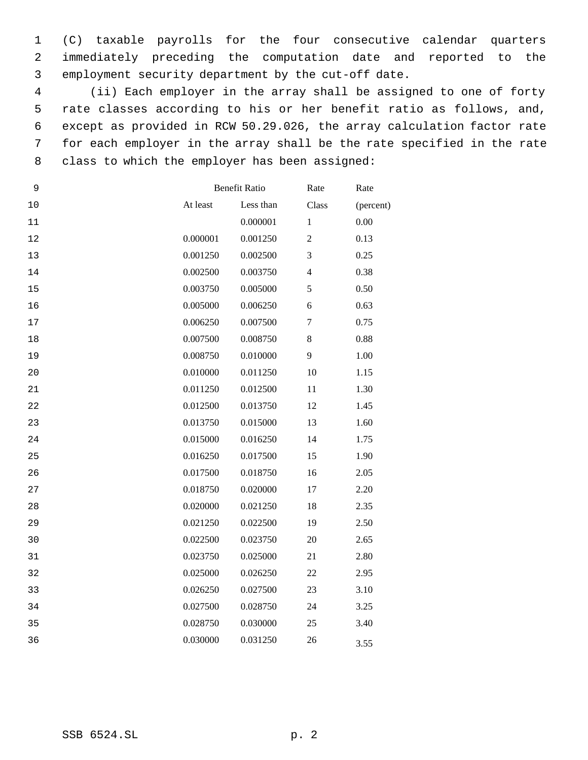(C) taxable payrolls for the four consecutive calendar quarters immediately preceding the computation date and reported to the employment security department by the cut-off date.

(ii) Each employer in the array shall be assigned to one of forty rate classes according to his or her benefit ratio as follows, and, except as provided in RCW 50.29.026, the array calculation factor rate for each employer in the array shall be the rate specified in the rate class to which the employer has been assigned:

| Benefit Ratio | | Rate | Rate |
|---|---|---|---|
| At least | Less than | Class | (percent) |
| | 0.000001 | 1 | 0.00 |
| 0.000001 | 0.001250 | 2 | 0.13 |
| 0.001250 | 0.002500 | 3 | 0.25 |
| 0.002500 | 0.003750 | 4 | 0.38 |
| 0.003750 | 0.005000 | 5 | 0.50 |
| 0.005000 | 0.006250 | 6 | 0.63 |
| 0.006250 | 0.007500 | 7 | 0.75 |
| 0.007500 | 0.008750 | 8 | 0.88 |
| 0.008750 | 0.010000 | 9 | 1.00 |
| 0.010000 | 0.011250 | 10 | 1.15 |
| 0.011250 | 0.012500 | 11 | 1.30 |
| 0.012500 | 0.013750 | 12 | 1.45 |
| 0.013750 | 0.015000 | 13 | 1.60 |
| 0.015000 | 0.016250 | 14 | 1.75 |
| 0.016250 | 0.017500 | 15 | 1.90 |
| 0.017500 | 0.018750 | 16 | 2.05 |
| 0.018750 | 0.020000 | 17 | 2.20 |
| 0.020000 | 0.021250 | 18 | 2.35 |
| 0.021250 | 0.022500 | 19 | 2.50 |
| 0.022500 | 0.023750 | 20 | 2.65 |
| 0.023750 | 0.025000 | 21 | 2.80 |
| 0.025000 | 0.026250 | 22 | 2.95 |
| 0.026250 | 0.027500 | 23 | 3.10 |
| 0.027500 | 0.028750 | 24 | 3.25 |
| 0.028750 | 0.030000 | 25 | 3.40 |
| 0.030000 | 0.031250 | 26 | 3.55 |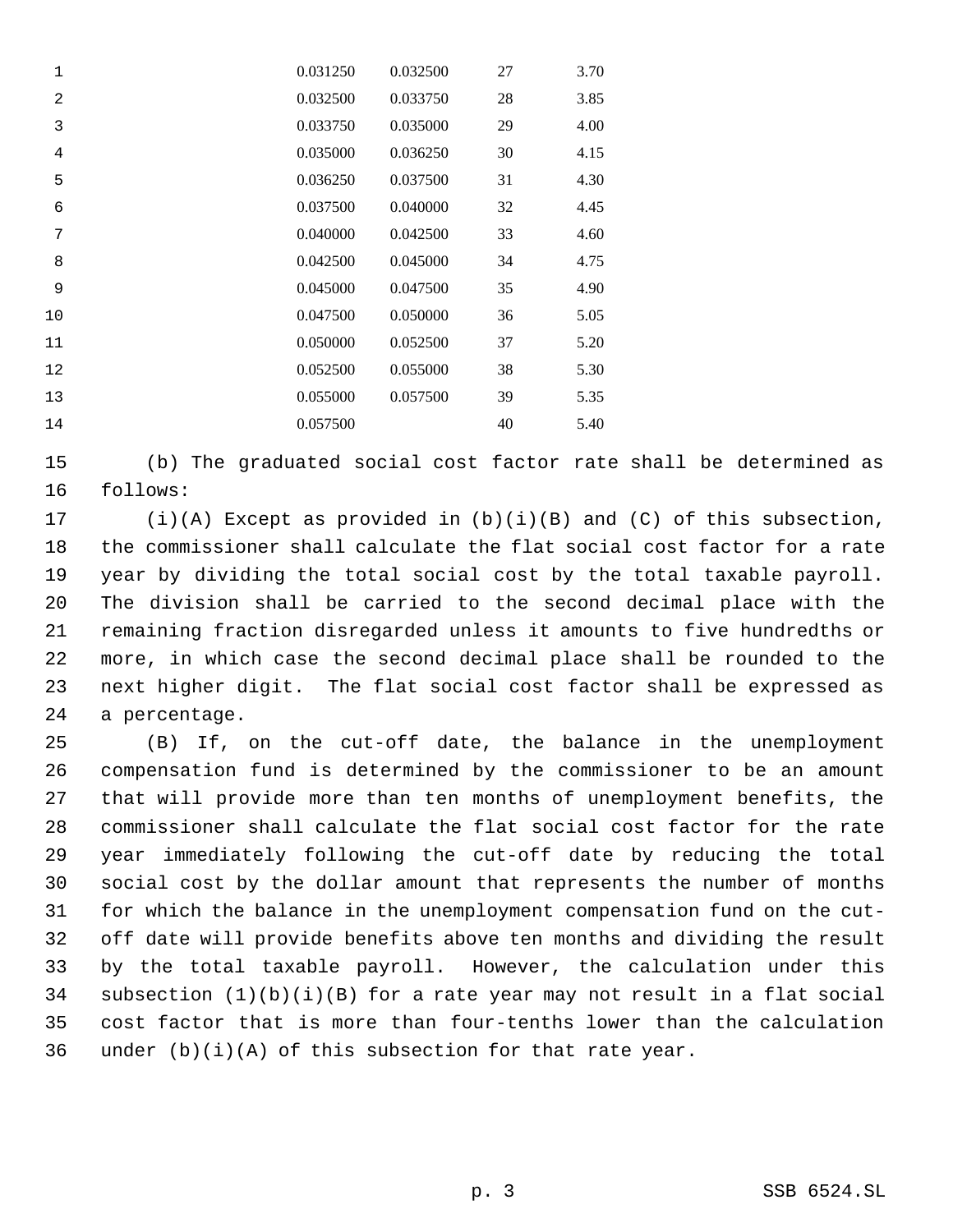| | | | |
|---|---|---|---|
| 0.031250 | 0.032500 | 27 | 3.70 |
| 0.032500 | 0.033750 | 28 | 3.85 |
| 0.033750 | 0.035000 | 29 | 4.00 |
| 0.035000 | 0.036250 | 30 | 4.15 |
| 0.036250 | 0.037500 | 31 | 4.30 |
| 0.037500 | 0.040000 | 32 | 4.45 |
| 0.040000 | 0.042500 | 33 | 4.60 |
| 0.042500 | 0.045000 | 34 | 4.75 |
| 0.045000 | 0.047500 | 35 | 4.90 |
| 0.047500 | 0.050000 | 36 | 5.05 |
| 0.050000 | 0.052500 | 37 | 5.20 |
| 0.052500 | 0.055000 | 38 | 5.30 |
| 0.055000 | 0.057500 | 39 | 5.35 |
| 0.057500 | | 40 | 5.40 |

(b) The graduated social cost factor rate shall be determined as follows:

(i)(A) Except as provided in (b)(i)(B) and (C) of this subsection, the commissioner shall calculate the flat social cost factor for a rate year by dividing the total social cost by the total taxable payroll. The division shall be carried to the second decimal place with the remaining fraction disregarded unless it amounts to five hundredths or more, in which case the second decimal place shall be rounded to the next higher digit. The flat social cost factor shall be expressed as a percentage.

(B) If, on the cut-off date, the balance in the unemployment compensation fund is determined by the commissioner to be an amount that will provide more than ten months of unemployment benefits, the commissioner shall calculate the flat social cost factor for the rate year immediately following the cut-off date by reducing the total social cost by the dollar amount that represents the number of months for which the balance in the unemployment compensation fund on the cut-off date will provide benefits above ten months and dividing the result by the total taxable payroll. However, the calculation under this subsection (1)(b)(i)(B) for a rate year may not result in a flat social cost factor that is more than four-tenths lower than the calculation under (b)(i)(A) of this subsection for that rate year.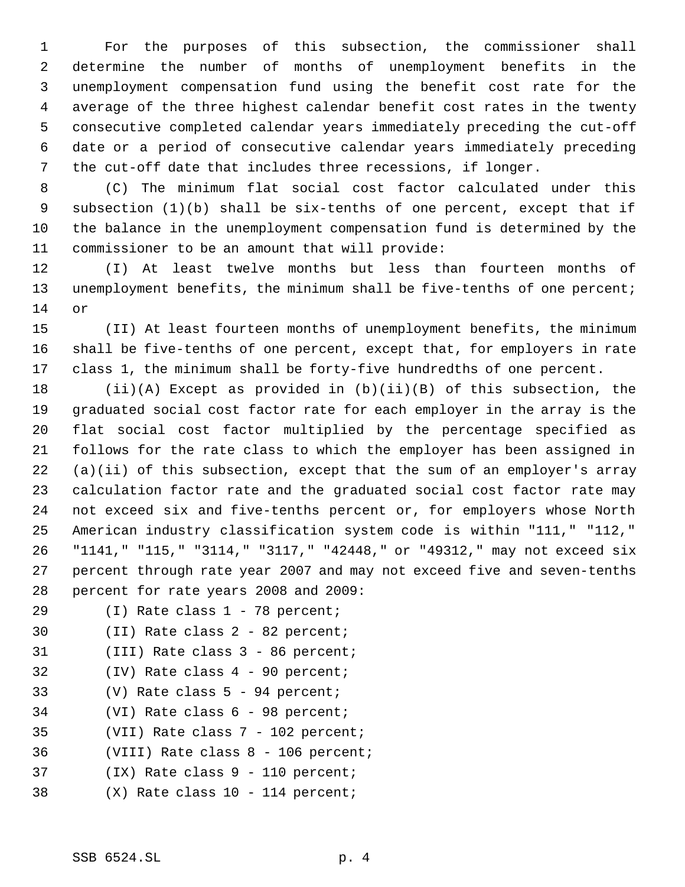For the purposes of this subsection, the commissioner shall determine the number of months of unemployment benefits in the unemployment compensation fund using the benefit cost rate for the average of the three highest calendar benefit cost rates in the twenty consecutive completed calendar years immediately preceding the cut-off date or a period of consecutive calendar years immediately preceding the cut-off date that includes three recessions, if longer.

(C) The minimum flat social cost factor calculated under this subsection (1)(b) shall be six-tenths of one percent, except that if the balance in the unemployment compensation fund is determined by the commissioner to be an amount that will provide:

(I) At least twelve months but less than fourteen months of unemployment benefits, the minimum shall be five-tenths of one percent; or

(II) At least fourteen months of unemployment benefits, the minimum shall be five-tenths of one percent, except that, for employers in rate class 1, the minimum shall be forty-five hundredths of one percent.

(ii)(A) Except as provided in (b)(ii)(B) of this subsection, the graduated social cost factor rate for each employer in the array is the flat social cost factor multiplied by the percentage specified as follows for the rate class to which the employer has been assigned in (a)(ii) of this subsection, except that the sum of an employer's array calculation factor rate and the graduated social cost factor rate may not exceed six and five-tenths percent or, for employers whose North American industry classification system code is within "111," "112," "1141," "115," "3114," "3117," "42448," or "49312," may not exceed six percent through rate year 2007 and may not exceed five and seven-tenths percent for rate years 2008 and 2009:

(I) Rate class 1 - 78 percent;

(II) Rate class 2 - 82 percent;

(III) Rate class 3 - 86 percent;

(IV) Rate class 4 - 90 percent;

(V) Rate class 5 - 94 percent;

(VI) Rate class 6 - 98 percent;

(VII) Rate class 7 - 102 percent;

(VIII) Rate class 8 - 106 percent;

(IX) Rate class 9 - 110 percent;

(X) Rate class 10 - 114 percent;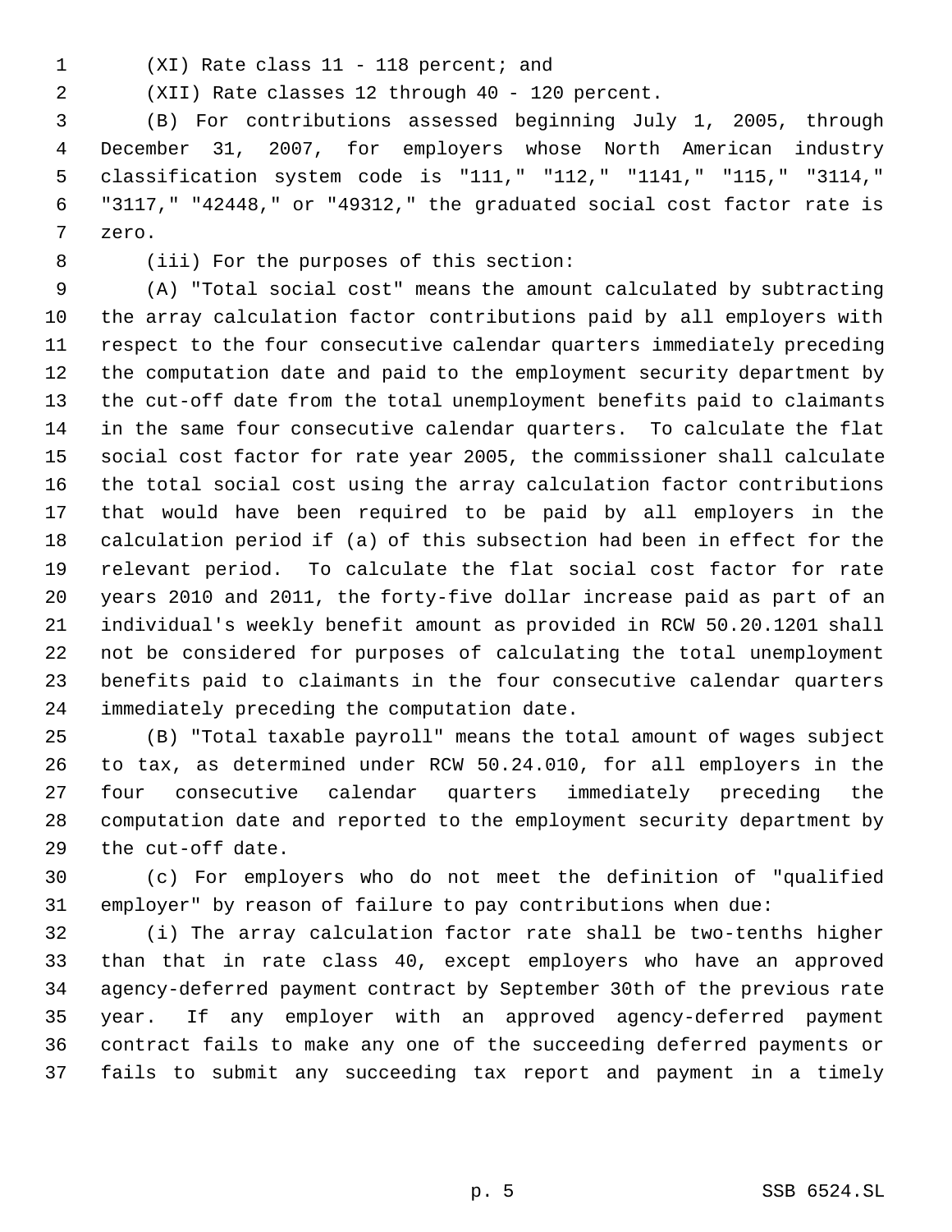(XI) Rate class 11 - 118 percent; and

(XII) Rate classes 12 through 40 - 120 percent.

(B) For contributions assessed beginning July 1, 2005, through December 31, 2007, for employers whose North American industry classification system code is "111," "112," "1141," "115," "3114," "3117," "42448," or "49312," the graduated social cost factor rate is zero.

(iii) For the purposes of this section:

(A) "Total social cost" means the amount calculated by subtracting the array calculation factor contributions paid by all employers with respect to the four consecutive calendar quarters immediately preceding the computation date and paid to the employment security department by the cut-off date from the total unemployment benefits paid to claimants in the same four consecutive calendar quarters. To calculate the flat social cost factor for rate year 2005, the commissioner shall calculate the total social cost using the array calculation factor contributions that would have been required to be paid by all employers in the calculation period if (a) of this subsection had been in effect for the relevant period. To calculate the flat social cost factor for rate years 2010 and 2011, the forty-five dollar increase paid as part of an individual's weekly benefit amount as provided in RCW 50.20.1201 shall not be considered for purposes of calculating the total unemployment benefits paid to claimants in the four consecutive calendar quarters immediately preceding the computation date.

(B) "Total taxable payroll" means the total amount of wages subject to tax, as determined under RCW 50.24.010, for all employers in the four consecutive calendar quarters immediately preceding the computation date and reported to the employment security department by the cut-off date.

(c) For employers who do not meet the definition of "qualified employer" by reason of failure to pay contributions when due:

(i) The array calculation factor rate shall be two-tenths higher than that in rate class 40, except employers who have an approved agency-deferred payment contract by September 30th of the previous rate year. If any employer with an approved agency-deferred payment contract fails to make any one of the succeeding deferred payments or fails to submit any succeeding tax report and payment in a timely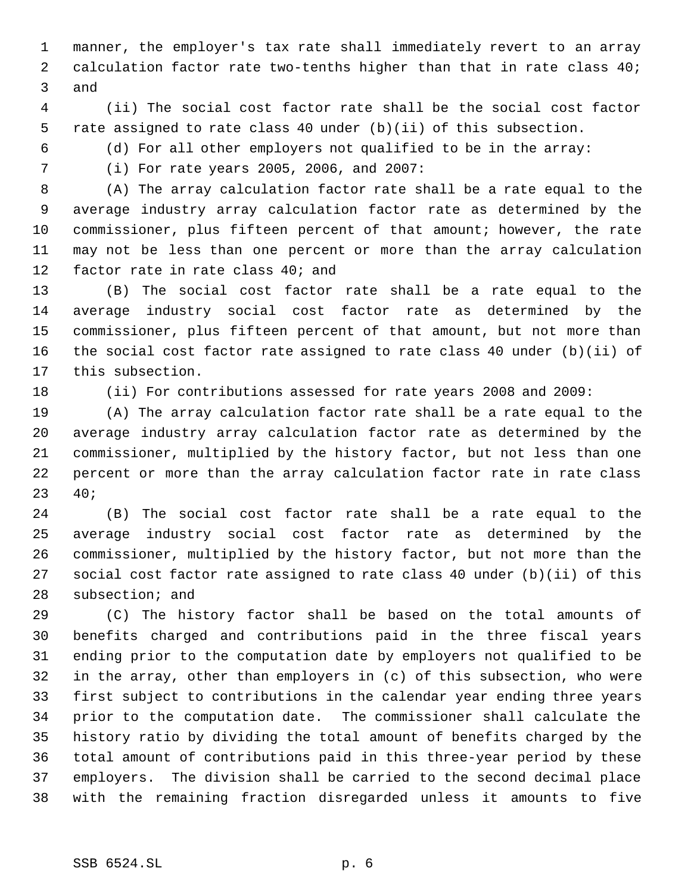manner, the employer's tax rate shall immediately revert to an array calculation factor rate two-tenths higher than that in rate class 40; and

(ii) The social cost factor rate shall be the social cost factor rate assigned to rate class 40 under (b)(ii) of this subsection.

(d) For all other employers not qualified to be in the array:

(i) For rate years 2005, 2006, and 2007:

(A) The array calculation factor rate shall be a rate equal to the average industry array calculation factor rate as determined by the commissioner, plus fifteen percent of that amount; however, the rate may not be less than one percent or more than the array calculation factor rate in rate class 40; and

(B) The social cost factor rate shall be a rate equal to the average industry social cost factor rate as determined by the commissioner, plus fifteen percent of that amount, but not more than the social cost factor rate assigned to rate class 40 under (b)(ii) of this subsection.

(ii) For contributions assessed for rate years 2008 and 2009:

(A) The array calculation factor rate shall be a rate equal to the average industry array calculation factor rate as determined by the commissioner, multiplied by the history factor, but not less than one percent or more than the array calculation factor rate in rate class 40;

(B) The social cost factor rate shall be a rate equal to the average industry social cost factor rate as determined by the commissioner, multiplied by the history factor, but not more than the social cost factor rate assigned to rate class 40 under (b)(ii) of this subsection; and

(C) The history factor shall be based on the total amounts of benefits charged and contributions paid in the three fiscal years ending prior to the computation date by employers not qualified to be in the array, other than employers in (c) of this subsection, who were first subject to contributions in the calendar year ending three years prior to the computation date. The commissioner shall calculate the history ratio by dividing the total amount of benefits charged by the total amount of contributions paid in this three-year period by these employers. The division shall be carried to the second decimal place with the remaining fraction disregarded unless it amounts to five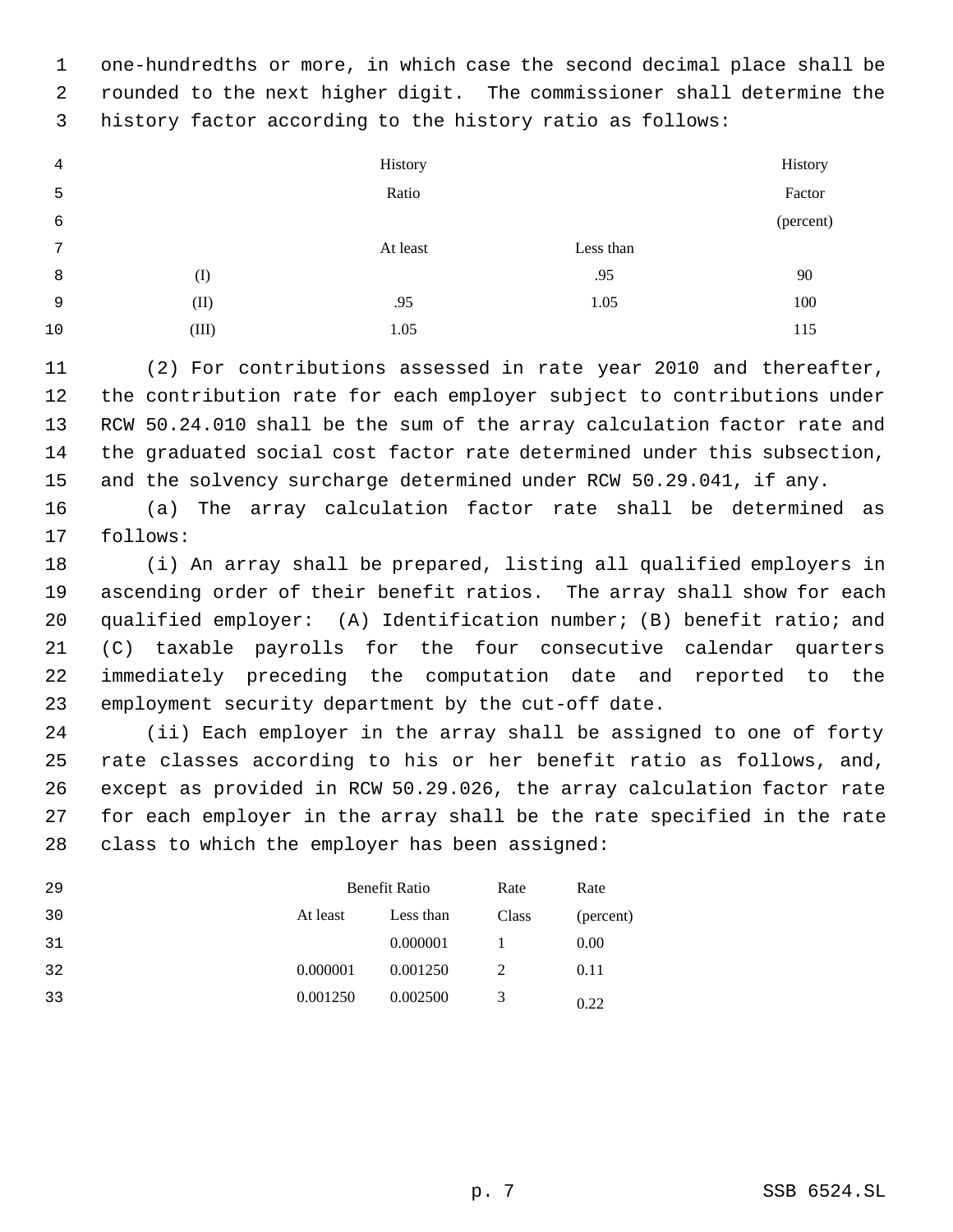one-hundredths or more, in which case the second decimal place shall be rounded to the next higher digit. The commissioner shall determine the history factor according to the history ratio as follows:

| | History Ratio | | History Factor (percent) |
|---|---|---|---|
| | At least | Less than | |
| (I) | | .95 | 90 |
| (II) | .95 | 1.05 | 100 |
| (III) | 1.05 | | 115 |

(2) For contributions assessed in rate year 2010 and thereafter, the contribution rate for each employer subject to contributions under RCW 50.24.010 shall be the sum of the array calculation factor rate and the graduated social cost factor rate determined under this subsection, and the solvency surcharge determined under RCW 50.29.041, if any.

(a) The array calculation factor rate shall be determined as follows:

(i) An array shall be prepared, listing all qualified employers in ascending order of their benefit ratios. The array shall show for each qualified employer: (A) Identification number; (B) benefit ratio; and (C) taxable payrolls for the four consecutive calendar quarters immediately preceding the computation date and reported to the employment security department by the cut-off date.

(ii) Each employer in the array shall be assigned to one of forty rate classes according to his or her benefit ratio as follows, and, except as provided in RCW 50.29.026, the array calculation factor rate for each employer in the array shall be the rate specified in the rate class to which the employer has been assigned:

| Benefit Ratio | | Rate | Rate |
|---|---|---|---|
| At least | Less than | Class | (percent) |
| | 0.000001 | 1 | 0.00 |
| 0.000001 | 0.001250 | 2 | 0.11 |
| 0.001250 | 0.002500 | 3 | 0.22 |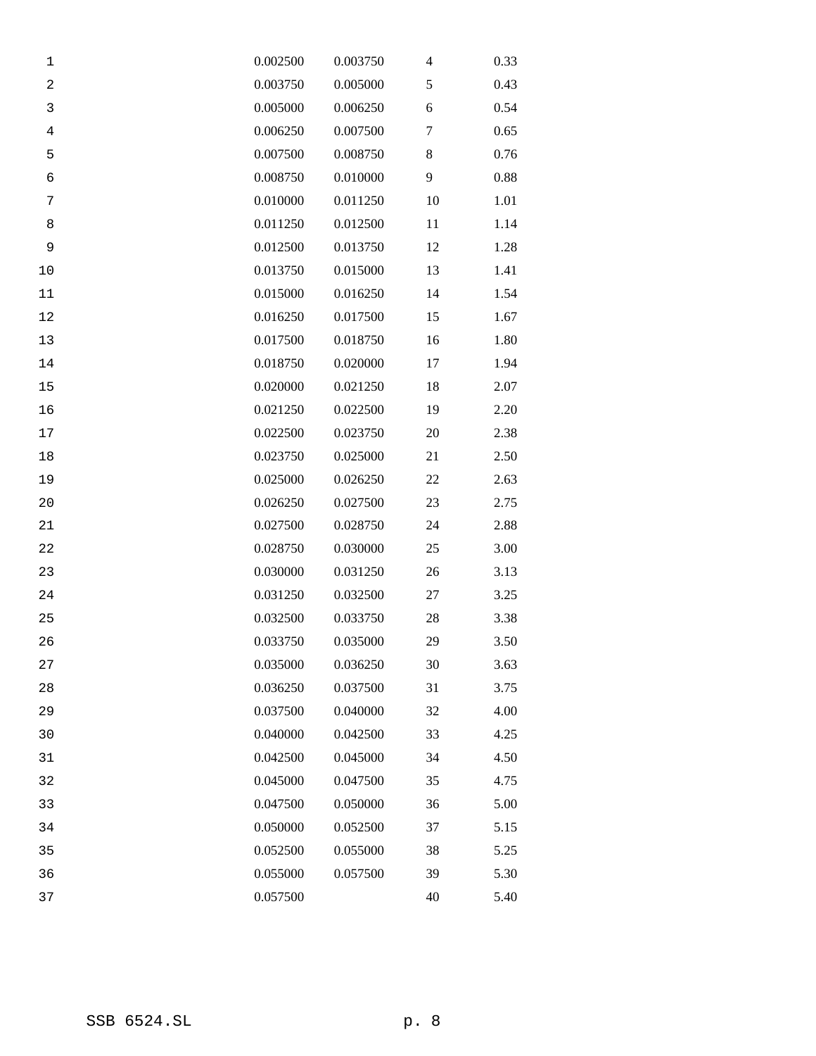| | | | |
|---|---|---|---|
| 0.002500 | 0.003750 | 4 | 0.33 |
| 0.003750 | 0.005000 | 5 | 0.43 |
| 0.005000 | 0.006250 | 6 | 0.54 |
| 0.006250 | 0.007500 | 7 | 0.65 |
| 0.007500 | 0.008750 | 8 | 0.76 |
| 0.008750 | 0.010000 | 9 | 0.88 |
| 0.010000 | 0.011250 | 10 | 1.01 |
| 0.011250 | 0.012500 | 11 | 1.14 |
| 0.012500 | 0.013750 | 12 | 1.28 |
| 0.013750 | 0.015000 | 13 | 1.41 |
| 0.015000 | 0.016250 | 14 | 1.54 |
| 0.016250 | 0.017500 | 15 | 1.67 |
| 0.017500 | 0.018750 | 16 | 1.80 |
| 0.018750 | 0.020000 | 17 | 1.94 |
| 0.020000 | 0.021250 | 18 | 2.07 |
| 0.021250 | 0.022500 | 19 | 2.20 |
| 0.022500 | 0.023750 | 20 | 2.38 |
| 0.023750 | 0.025000 | 21 | 2.50 |
| 0.025000 | 0.026250 | 22 | 2.63 |
| 0.026250 | 0.027500 | 23 | 2.75 |
| 0.027500 | 0.028750 | 24 | 2.88 |
| 0.028750 | 0.030000 | 25 | 3.00 |
| 0.030000 | 0.031250 | 26 | 3.13 |
| 0.031250 | 0.032500 | 27 | 3.25 |
| 0.032500 | 0.033750 | 28 | 3.38 |
| 0.033750 | 0.035000 | 29 | 3.50 |
| 0.035000 | 0.036250 | 30 | 3.63 |
| 0.036250 | 0.037500 | 31 | 3.75 |
| 0.037500 | 0.040000 | 32 | 4.00 |
| 0.040000 | 0.042500 | 33 | 4.25 |
| 0.042500 | 0.045000 | 34 | 4.50 |
| 0.045000 | 0.047500 | 35 | 4.75 |
| 0.047500 | 0.050000 | 36 | 5.00 |
| 0.050000 | 0.052500 | 37 | 5.15 |
| 0.052500 | 0.055000 | 38 | 5.25 |
| 0.055000 | 0.057500 | 39 | 5.30 |
| 0.057500 | | 40 | 5.40 |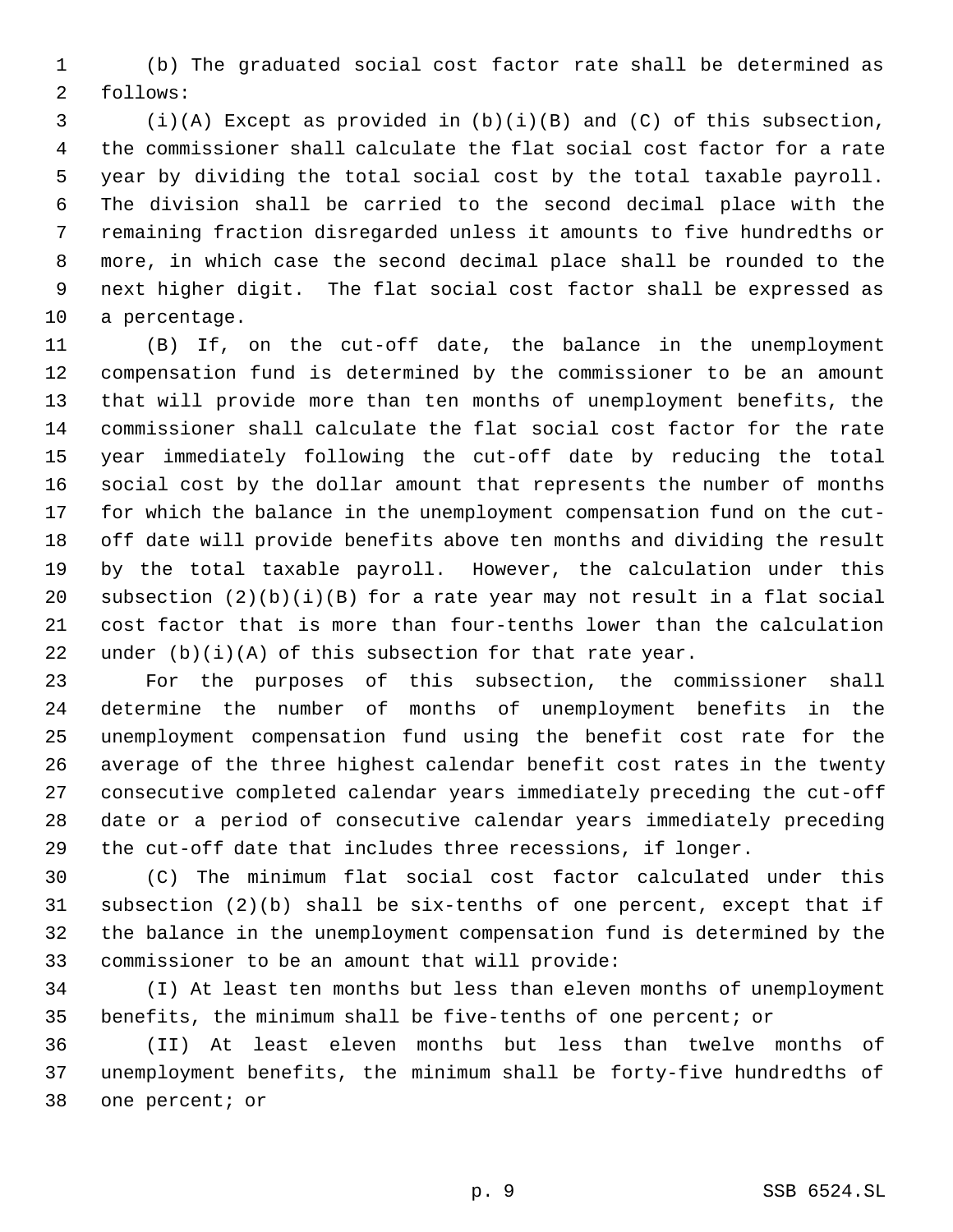(b) The graduated social cost factor rate shall be determined as follows:

(i)(A) Except as provided in (b)(i)(B) and (C) of this subsection, the commissioner shall calculate the flat social cost factor for a rate year by dividing the total social cost by the total taxable payroll. The division shall be carried to the second decimal place with the remaining fraction disregarded unless it amounts to five hundredths or more, in which case the second decimal place shall be rounded to the next higher digit. The flat social cost factor shall be expressed as a percentage.

(B) If, on the cut-off date, the balance in the unemployment compensation fund is determined by the commissioner to be an amount that will provide more than ten months of unemployment benefits, the commissioner shall calculate the flat social cost factor for the rate year immediately following the cut-off date by reducing the total social cost by the dollar amount that represents the number of months for which the balance in the unemployment compensation fund on the cut-off date will provide benefits above ten months and dividing the result by the total taxable payroll. However, the calculation under this subsection (2)(b)(i)(B) for a rate year may not result in a flat social cost factor that is more than four-tenths lower than the calculation under (b)(i)(A) of this subsection for that rate year.

For the purposes of this subsection, the commissioner shall determine the number of months of unemployment benefits in the unemployment compensation fund using the benefit cost rate for the average of the three highest calendar benefit cost rates in the twenty consecutive completed calendar years immediately preceding the cut-off date or a period of consecutive calendar years immediately preceding the cut-off date that includes three recessions, if longer.

(C) The minimum flat social cost factor calculated under this subsection (2)(b) shall be six-tenths of one percent, except that if the balance in the unemployment compensation fund is determined by the commissioner to be an amount that will provide:

(I) At least ten months but less than eleven months of unemployment benefits, the minimum shall be five-tenths of one percent; or

(II) At least eleven months but less than twelve months of unemployment benefits, the minimum shall be forty-five hundredths of one percent; or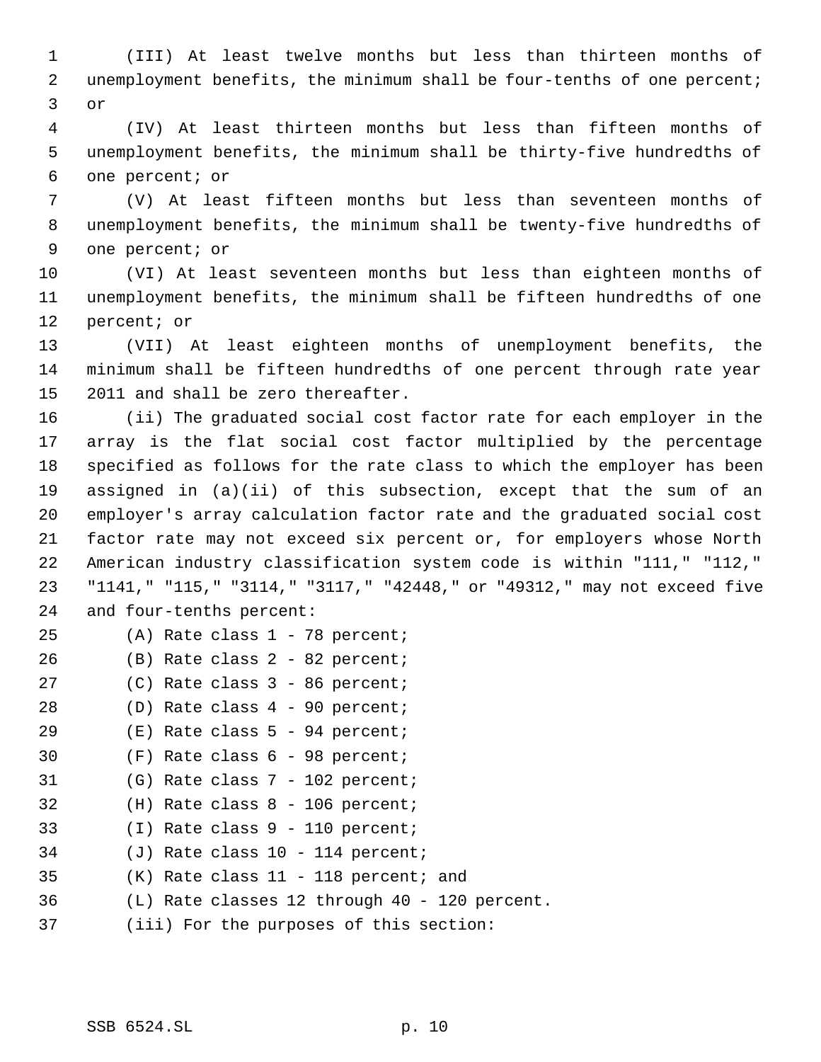(III) At least twelve months but less than thirteen months of unemployment benefits, the minimum shall be four-tenths of one percent; or

(IV) At least thirteen months but less than fifteen months of unemployment benefits, the minimum shall be thirty-five hundredths of one percent; or

(V) At least fifteen months but less than seventeen months of unemployment benefits, the minimum shall be twenty-five hundredths of one percent; or

(VI) At least seventeen months but less than eighteen months of unemployment benefits, the minimum shall be fifteen hundredths of one percent; or

(VII) At least eighteen months of unemployment benefits, the minimum shall be fifteen hundredths of one percent through rate year 2011 and shall be zero thereafter.

(ii) The graduated social cost factor rate for each employer in the array is the flat social cost factor multiplied by the percentage specified as follows for the rate class to which the employer has been assigned in (a)(ii) of this subsection, except that the sum of an employer's array calculation factor rate and the graduated social cost factor rate may not exceed six percent or, for employers whose North American industry classification system code is within "111," "112," "1141," "115," "3114," "3117," "42448," or "49312," may not exceed five and four-tenths percent:

(A) Rate class 1 - 78 percent;

(B) Rate class 2 - 82 percent;

(C) Rate class 3 - 86 percent;

(D) Rate class 4 - 90 percent;

(E) Rate class 5 - 94 percent;

(F) Rate class 6 - 98 percent;

(G) Rate class 7 - 102 percent;

(H) Rate class 8 - 106 percent;

(I) Rate class 9 - 110 percent;

(J) Rate class 10 - 114 percent;

(K) Rate class 11 - 118 percent; and

(L) Rate classes 12 through 40 - 120 percent.

(iii) For the purposes of this section: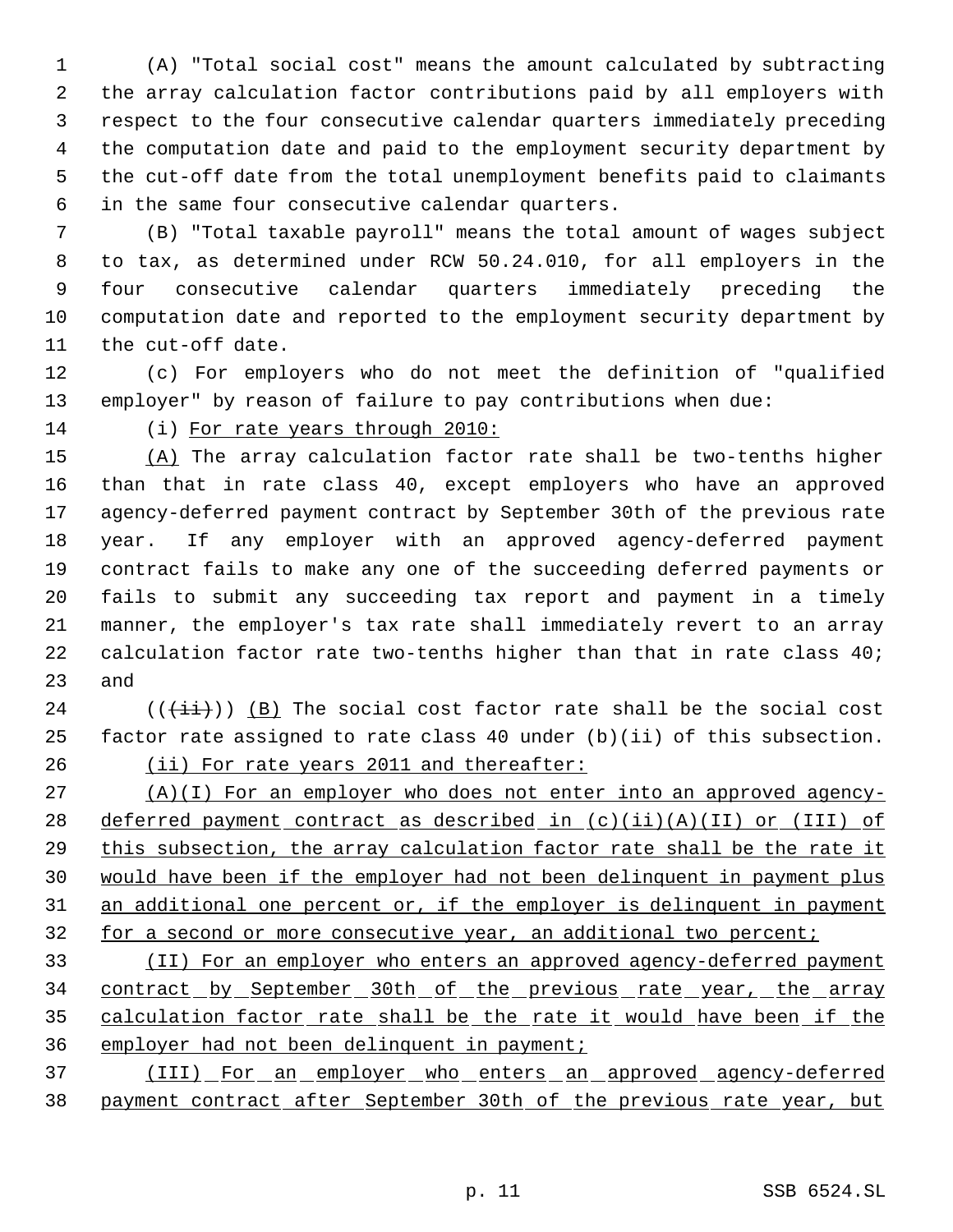(A) "Total social cost" means the amount calculated by subtracting the array calculation factor contributions paid by all employers with respect to the four consecutive calendar quarters immediately preceding the computation date and paid to the employment security department by the cut-off date from the total unemployment benefits paid to claimants in the same four consecutive calendar quarters.

(B) "Total taxable payroll" means the total amount of wages subject to tax, as determined under RCW 50.24.010, for all employers in the four consecutive calendar quarters immediately preceding the computation date and reported to the employment security department by the cut-off date.

(c) For employers who do not meet the definition of "qualified employer" by reason of failure to pay contributions when due:

(i) <u>For rate years through 2010:</u>

<u>(A)</u> The array calculation factor rate shall be two-tenths higher than that in rate class 40, except employers who have an approved agency-deferred payment contract by September 30th of the previous rate year. If any employer with an approved agency-deferred payment contract fails to make any one of the succeeding deferred payments or fails to submit any succeeding tax report and payment in a timely manner, the employer's tax rate shall immediately revert to an array calculation factor rate two-tenths higher than that in rate class 40; and

((~~(ii)~~)) <u>(B)</u> The social cost factor rate shall be the social cost factor rate assigned to rate class 40 under (b)(ii) of this subsection.

<u>(ii) For rate years 2011 and thereafter:</u>

<u>(A)(I) For an employer who does not enter into an approved agency-deferred payment contract as described in (c)(ii)(A)(II) or (III) of this subsection, the array calculation factor rate shall be the rate it would have been if the employer had not been delinquent in payment plus an additional one percent or, if the employer is delinquent in payment for a second or more consecutive year, an additional two percent;</u>

<u>(II) For an employer who enters an approved agency-deferred payment contract by September 30th of the previous rate year, the array calculation factor rate shall be the rate it would have been if the employer had not been delinquent in payment;</u>

<u>(III) For an employer who enters an approved agency-deferred payment contract after September 30th of the previous rate year, but</u>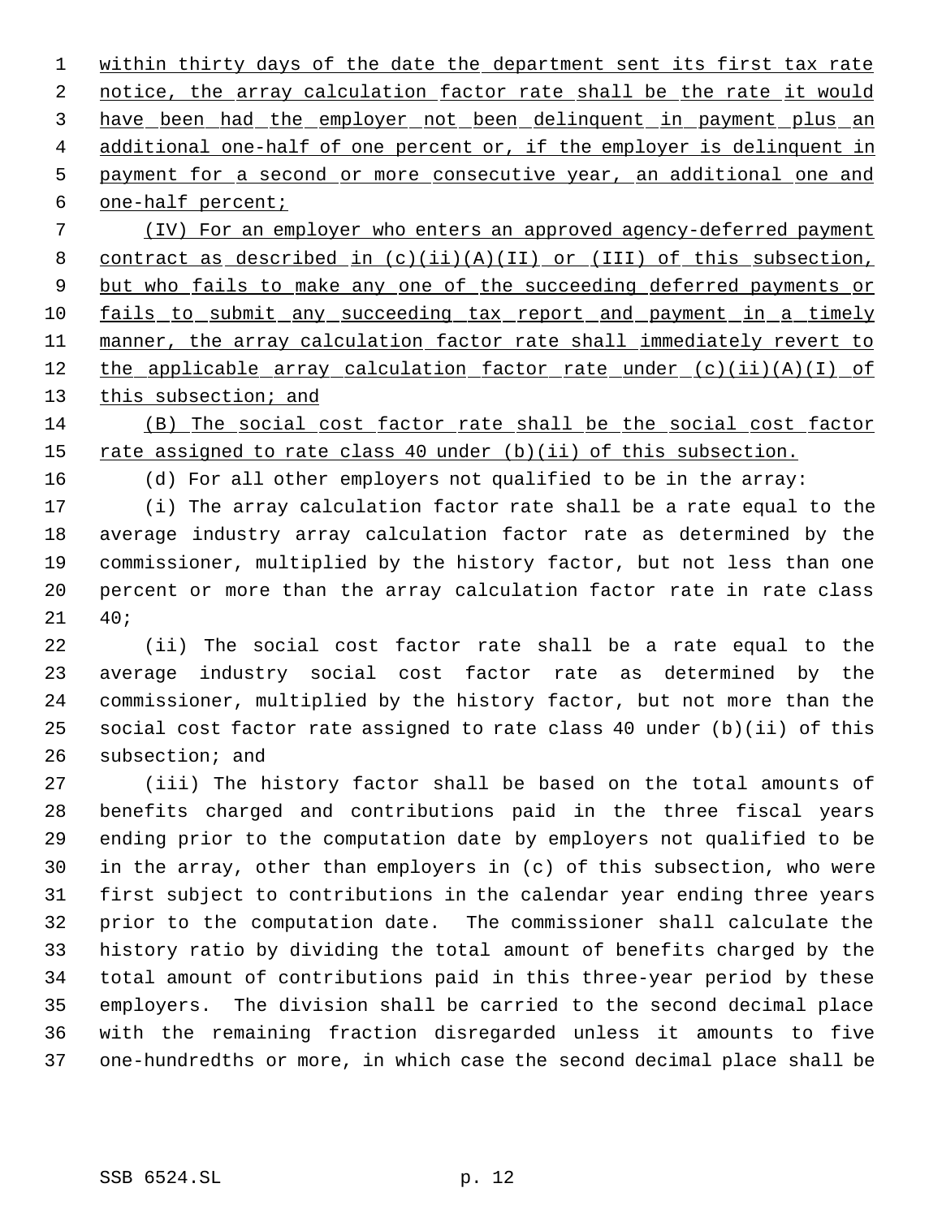within thirty days of the date the department sent its first tax rate notice, the array calculation factor rate shall be the rate it would have been had the employer not been delinquent in payment plus an additional one-half of one percent or, if the employer is delinquent in payment for a second or more consecutive year, an additional one and one-half percent;

(IV) For an employer who enters an approved agency-deferred payment contract as described in (c)(ii)(A)(II) or (III) of this subsection, but who fails to make any one of the succeeding deferred payments or fails to submit any succeeding tax report and payment in a timely manner, the array calculation factor rate shall immediately revert to the applicable array calculation factor rate under (c)(ii)(A)(I) of this subsection; and

(B) The social cost factor rate shall be the social cost factor rate assigned to rate class 40 under (b)(ii) of this subsection.

(d) For all other employers not qualified to be in the array:

(i) The array calculation factor rate shall be a rate equal to the average industry array calculation factor rate as determined by the commissioner, multiplied by the history factor, but not less than one percent or more than the array calculation factor rate in rate class 40;

(ii) The social cost factor rate shall be a rate equal to the average industry social cost factor rate as determined by the commissioner, multiplied by the history factor, but not more than the social cost factor rate assigned to rate class 40 under (b)(ii) of this subsection; and

(iii) The history factor shall be based on the total amounts of benefits charged and contributions paid in the three fiscal years ending prior to the computation date by employers not qualified to be in the array, other than employers in (c) of this subsection, who were first subject to contributions in the calendar year ending three years prior to the computation date. The commissioner shall calculate the history ratio by dividing the total amount of benefits charged by the total amount of contributions paid in this three-year period by these employers. The division shall be carried to the second decimal place with the remaining fraction disregarded unless it amounts to five one-hundredths or more, in which case the second decimal place shall be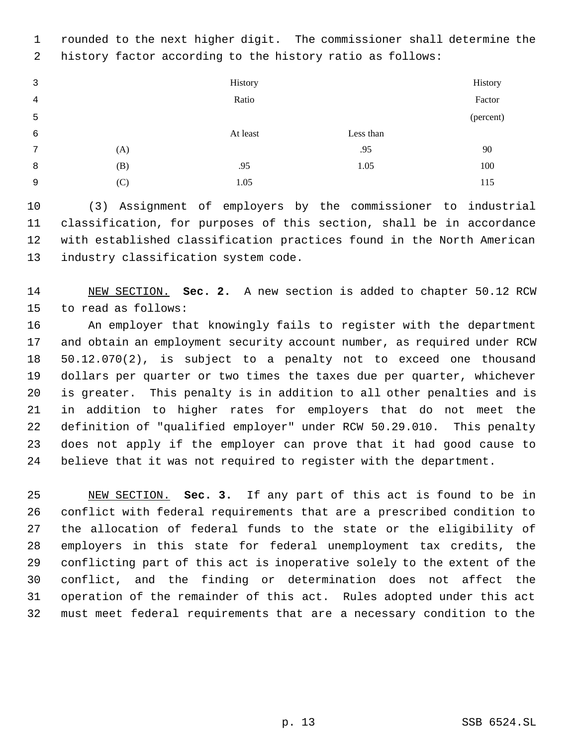rounded to the next higher digit. The commissioner shall determine the history factor according to the history ratio as follows:

| | History Ratio | | History Factor (percent) |
|---|---|---|---|
| | At least | Less than | |
| (A) | | .95 | 90 |
| (B) | .95 | 1.05 | 100 |
| (C) | 1.05 | | 115 |

(3) Assignment of employers by the commissioner to industrial classification, for purposes of this section, shall be in accordance with established classification practices found in the North American industry classification system code.

NEW SECTION. **Sec. 2.** A new section is added to chapter 50.12 RCW to read as follows:

An employer that knowingly fails to register with the department and obtain an employment security account number, as required under RCW 50.12.070(2), is subject to a penalty not to exceed one thousand dollars per quarter or two times the taxes due per quarter, whichever is greater. This penalty is in addition to all other penalties and is in addition to higher rates for employers that do not meet the definition of "qualified employer" under RCW 50.29.010. This penalty does not apply if the employer can prove that it had good cause to believe that it was not required to register with the department.

NEW SECTION. **Sec. 3.** If any part of this act is found to be in conflict with federal requirements that are a prescribed condition to the allocation of federal funds to the state or the eligibility of employers in this state for federal unemployment tax credits, the conflicting part of this act is inoperative solely to the extent of the conflict, and the finding or determination does not affect the operation of the remainder of this act. Rules adopted under this act must meet federal requirements that are a necessary condition to the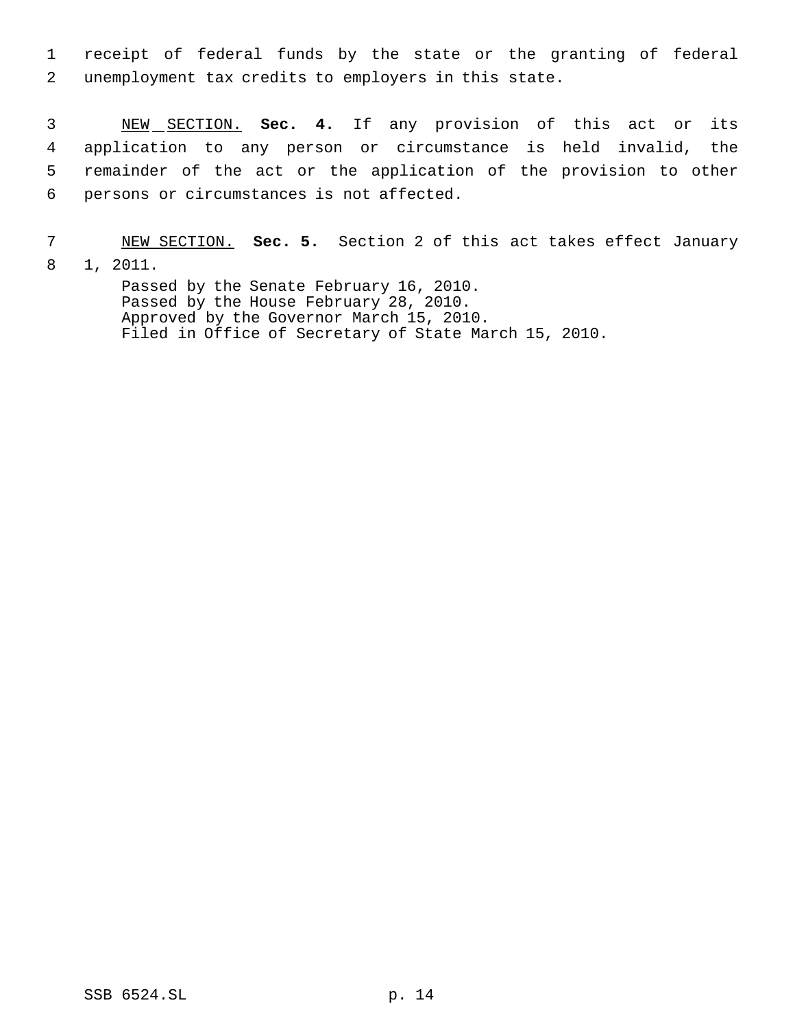receipt of federal funds by the state or the granting of federal unemployment tax credits to employers in this state.

NEW SECTION. **Sec. 4.** If any provision of this act or its application to any person or circumstance is held invalid, the remainder of the act or the application of the provision to other persons or circumstances is not affected.

NEW SECTION. **Sec. 5.** Section 2 of this act takes effect January 1, 2011.

Passed by the Senate February 16, 2010.
Passed by the House February 28, 2010.
Approved by the Governor March 15, 2010.
Filed in Office of Secretary of State March 15, 2010.